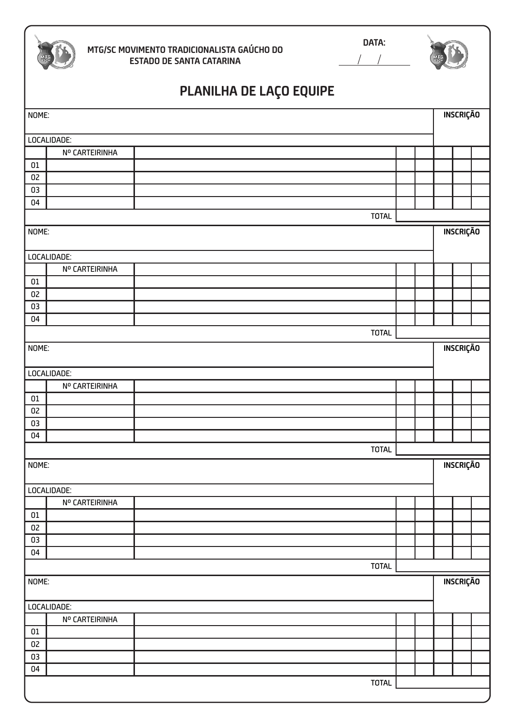MTG/SC MOVIMENTO TRADICIONALISTA GAÚCHO DO ESTADO DE SANTA CATARINA

DATA:

___/___/___

# PLANILHA DE LAÇO EQUIPE

| NOME: | | | | | | | | INSCRIÇÃO |
|---|---|---|---|---|---|---|---|---|
| LOCALIDADE: | | | | | | | | |
| | Nº CARTEIRINHA | | | | | | | |
| 01 | | | | | | | | |
| 02 | | | | | | | | |
| 03 | | | | | | | | |
| 04 | | | | | | | | |
| | | TOTAL | | | | | | |

| NOME: | | | | | | | | INSCRIÇÃO |
|---|---|---|---|---|---|---|---|---|
| LOCALIDADE: | | | | | | | | |
| | Nº CARTEIRINHA | | | | | | | |
| 01 | | | | | | | | |
| 02 | | | | | | | | |
| 03 | | | | | | | | |
| 04 | | | | | | | | |
| | | TOTAL | | | | | | |

| NOME: | | | | | | | | INSCRIÇÃO |
|---|---|---|---|---|---|---|---|---|
| LOCALIDADE: | | | | | | | | |
| | Nº CARTEIRINHA | | | | | | | |
| 01 | | | | | | | | |
| 02 | | | | | | | | |
| 03 | | | | | | | | |
| 04 | | | | | | | | |
| | | TOTAL | | | | | | |

| NOME: | | | | | | | | INSCRIÇÃO |
|---|---|---|---|---|---|---|---|---|
| LOCALIDADE: | | | | | | | | |
| | Nº CARTEIRINHA | | | | | | | |
| 01 | | | | | | | | |
| 02 | | | | | | | | |
| 03 | | | | | | | | |
| 04 | | | | | | | | |
| | | TOTAL | | | | | | |

| NOME: | | | | | | | | INSCRIÇÃO |
|---|---|---|---|---|---|---|---|---|
| LOCALIDADE: | | | | | | | | |
| | Nº CARTEIRINHA | | | | | | | |
| 01 | | | | | | | | |
| 02 | | | | | | | | |
| 03 | | | | | | | | |
| 04 | | | | | | | | |
| | | TOTAL | | | | | | |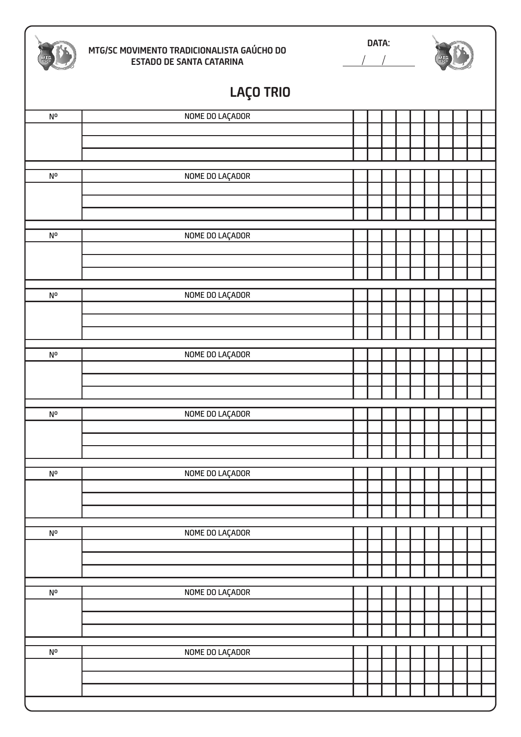MTG/SC MOVIMENTO TRADICIONALISTA GAÚCHO DO ESTADO DE SANTA CATARINA

DATA: ___/___/___

# LAÇO TRIO

| Nº | NOME DO LAÇADOR | | | | | | | | | | |
|---|---|---|---|---|---|---|---|---|---|---|---|
| | | | | | | | | | | | |
| | | | | | | | | | | | |
| | | | | | | | | | | | |

| Nº | NOME DO LAÇADOR | | | | | | | | | | |
|---|---|---|---|---|---|---|---|---|---|---|---|
| | | | | | | | | | | | |
| | | | | | | | | | | | |
| | | | | | | | | | | | |

| Nº | NOME DO LAÇADOR | | | | | | | | | | |
|---|---|---|---|---|---|---|---|---|---|---|---|
| | | | | | | | | | | | |
| | | | | | | | | | | | |
| | | | | | | | | | | | |

| Nº | NOME DO LAÇADOR | | | | | | | | | | |
|---|---|---|---|---|---|---|---|---|---|---|---|
| | | | | | | | | | | | |
| | | | | | | | | | | | |
| | | | | | | | | | | | |

| Nº | NOME DO LAÇADOR | | | | | | | | | | |
|---|---|---|---|---|---|---|---|---|---|---|---|
| | | | | | | | | | | | |
| | | | | | | | | | | | |
| | | | | | | | | | | | |

| Nº | NOME DO LAÇADOR | | | | | | | | | | |
|---|---|---|---|---|---|---|---|---|---|---|---|
| | | | | | | | | | | | |
| | | | | | | | | | | | |
| | | | | | | | | | | | |

| Nº | NOME DO LAÇADOR | | | | | | | | | | |
|---|---|---|---|---|---|---|---|---|---|---|---|
| | | | | | | | | | | | |
| | | | | | | | | | | | |
| | | | | | | | | | | | |

| Nº | NOME DO LAÇADOR | | | | | | | | | | |
|---|---|---|---|---|---|---|---|---|---|---|---|
| | | | | | | | | | | | |
| | | | | | | | | | | | |
| | | | | | | | | | | | |

| Nº | NOME DO LAÇADOR | | | | | | | | | | |
|---|---|---|---|---|---|---|---|---|---|---|---|
| | | | | | | | | | | | |
| | | | | | | | | | | | |
| | | | | | | | | | | | |

| Nº | NOME DO LAÇADOR | | | | | | | | | | |
|---|---|---|---|---|---|---|---|---|---|---|---|
| | | | | | | | | | | | |
| | | | | | | | | | | | |
| | | | | | | | | | | | |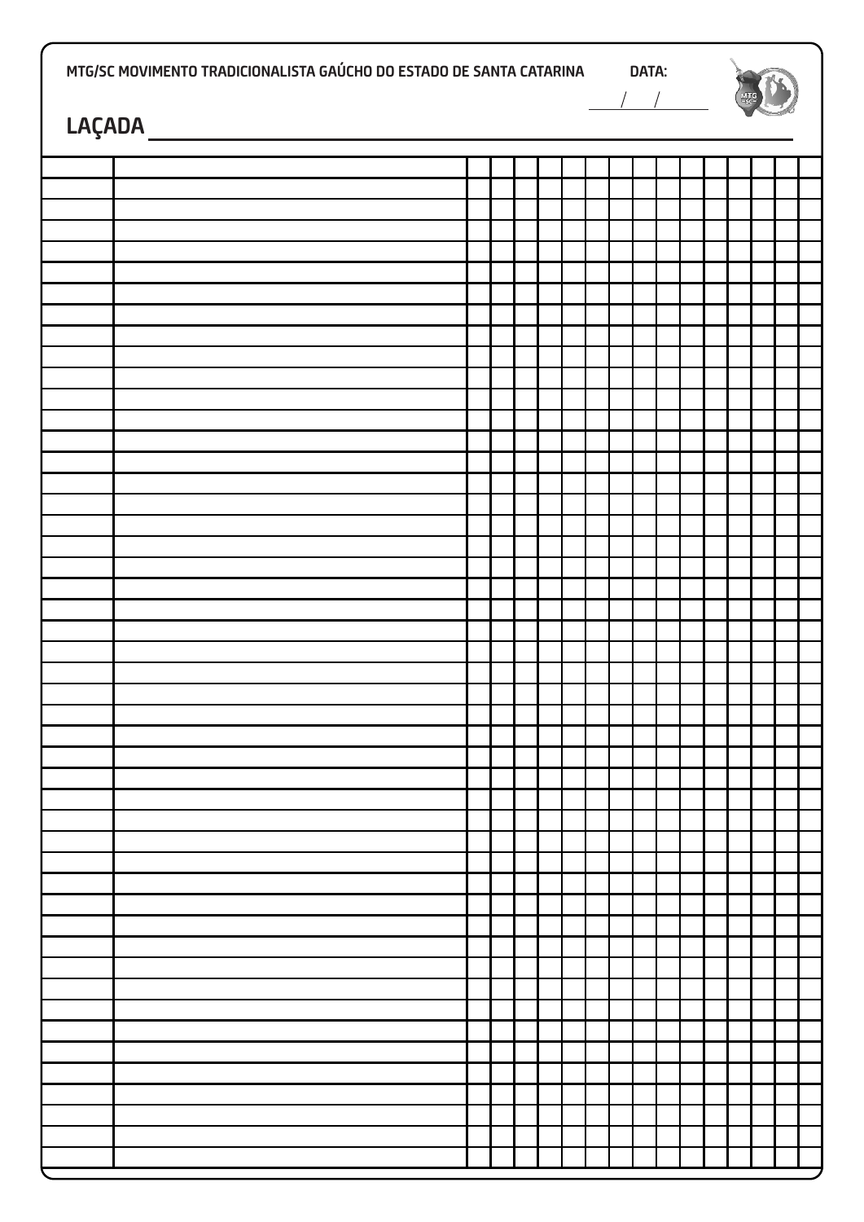MTG/SC MOVIMENTO TRADICIONALISTA GAÚCHO DO ESTADO DE SANTA CATARINA

DATA: \_\_\_/\_\_\_/\_\_\_\_\_

## LAÇADA \_\_\_\_\_\_\_\_\_\_\_\_\_\_\_\_\_\_\_\_\_\_\_\_\_\_\_\_\_\_\_\_\_\_\_\_\_\_\_\_

| | | | | | | | | | | | | | | | |
|---|---|---|---|---|---|---|---|---|---|---|---|---|---|---|---|
| | | | | | | | | | | | | | | | |
| | | | | | | | | | | | | | | | |
| | | | | | | | | | | | | | | | |
| | | | | | | | | | | | | | | | |
| | | | | | | | | | | | | | | | |
| | | | | | | | | | | | | | | | |
| | | | | | | | | | | | | | | | |
| | | | | | | | | | | | | | | | |
| | | | | | | | | | | | | | | | |
| | | | | | | | | | | | | | | | |
| | | | | | | | | | | | | | | | |
| | | | | | | | | | | | | | | | |
| | | | | | | | | | | | | | | | |
| | | | | | | | | | | | | | | | |
| | | | | | | | | | | | | | | | |
| | | | | | | | | | | | | | | | |
| | | | | | | | | | | | | | | | |
| | | | | | | | | | | | | | | | |
| | | | | | | | | | | | | | | | |
| | | | | | | | | | | | | | | | |
| | | | | | | | | | | | | | | | |
| | | | | | | | | | | | | | | | |
| | | | | | | | | | | | | | | | |
| | | | | | | | | | | | | | | | |
| | | | | | | | | | | | | | | | |
| | | | | | | | | | | | | | | | |
| | | | | | | | | | | | | | | | |
| | | | | | | | | | | | | | | | |
| | | | | | | | | | | | | | | | |
| | | | | | | | | | | | | | | | |
| | | | | | | | | | | | | | | | |
| | | | | | | | | | | | | | | | |
| | | | | | | | | | | | | | | | |
| | | | | | | | | | | | | | | | |
| | | | | | | | | | | | | | | | |
| | | | | | | | | | | | | | | | |
| | | | | | | | | | | | | | | | |
| | | | | | | | | | | | | | | | |
| | | | | | | | | | | | | | | | |
| | | | | | | | | | | | | | | | |
| | | | | | | | | | | | | | | | |
| | | | | | | | | | | | | | | | |
| | | | | | | | | | | | | | | | |
| | | | | | | | | | | | | | | | |
| | | | | | | | | | | | | | | | |
| | | | | | | | | | | | | | | | |
| | | | | | | | | | | | | | | | |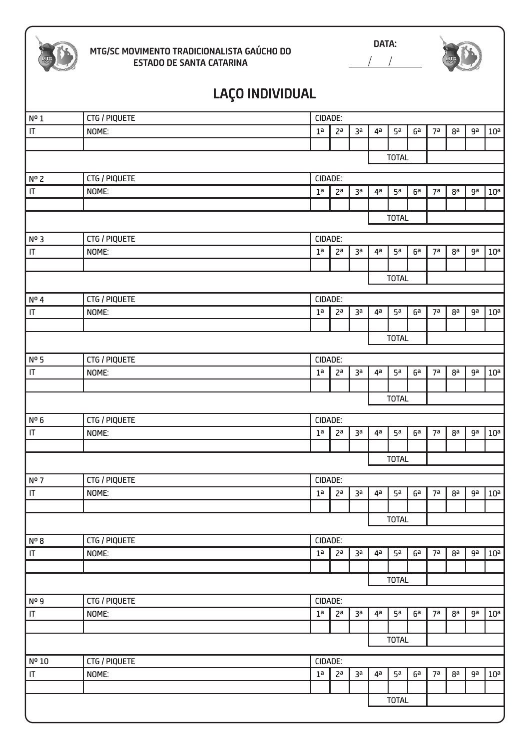MTG/SC MOVIMENTO TRADICIONALISTA GAÚCHO DO ESTADO DE SANTA CATARINA

DATA: ____/____/________

# LAÇO INDIVIDUAL

| Nº 1 | CTG / PIQUETE | CIDADE: | | | | | | | | | |
|---|---|---|---|---|---|---|---|---|---|---|---|
| IT | NOME: | 1ª | 2ª | 3ª | 4ª | 5ª | 6ª | 7ª | 8ª | 9ª | 10ª |
| | | | | | | | | | | | |
| | | | | | | TOTAL | | | | | |

| Nº 2 | CTG / PIQUETE | CIDADE: | | | | | | | | | |
|---|---|---|---|---|---|---|---|---|---|---|---|
| IT | NOME: | 1ª | 2ª | 3ª | 4ª | 5ª | 6ª | 7ª | 8ª | 9ª | 10ª |
| | | | | | | | | | | | |
| | | | | | | TOTAL | | | | | |

| Nº 3 | CTG / PIQUETE | CIDADE: | | | | | | | | | |
|---|---|---|---|---|---|---|---|---|---|---|---|
| IT | NOME: | 1ª | 2ª | 3ª | 4ª | 5ª | 6ª | 7ª | 8ª | 9ª | 10ª |
| | | | | | | | | | | | |
| | | | | | | TOTAL | | | | | |

| Nº 4 | CTG / PIQUETE | CIDADE: | | | | | | | | | |
|---|---|---|---|---|---|---|---|---|---|---|---|
| IT | NOME: | 1ª | 2ª | 3ª | 4ª | 5ª | 6ª | 7ª | 8ª | 9ª | 10ª |
| | | | | | | | | | | | |
| | | | | | | TOTAL | | | | | |

| Nº 5 | CTG / PIQUETE | CIDADE: | | | | | | | | | |
|---|---|---|---|---|---|---|---|---|---|---|---|
| IT | NOME: | 1ª | 2ª | 3ª | 4ª | 5ª | 6ª | 7ª | 8ª | 9ª | 10ª |
| | | | | | | | | | | | |
| | | | | | | TOTAL | | | | | |

| Nº 6 | CTG / PIQUETE | CIDADE: | | | | | | | | | |
|---|---|---|---|---|---|---|---|---|---|---|---|
| IT | NOME: | 1ª | 2ª | 3ª | 4ª | 5ª | 6ª | 7ª | 8ª | 9ª | 10ª |
| | | | | | | | | | | | |
| | | | | | | TOTAL | | | | | |

| Nº 7 | CTG / PIQUETE | CIDADE: | | | | | | | | | |
|---|---|---|---|---|---|---|---|---|---|---|---|
| IT | NOME: | 1ª | 2ª | 3ª | 4ª | 5ª | 6ª | 7ª | 8ª | 9ª | 10ª |
| | | | | | | | | | | | |
| | | | | | | TOTAL | | | | | |

| Nº 8 | CTG / PIQUETE | CIDADE: | | | | | | | | | |
|---|---|---|---|---|---|---|---|---|---|---|---|
| IT | NOME: | 1ª | 2ª | 3ª | 4ª | 5ª | 6ª | 7ª | 8ª | 9ª | 10ª |
| | | | | | | | | | | | |
| | | | | | | TOTAL | | | | | |

| Nº 9 | CTG / PIQUETE | CIDADE: | | | | | | | | | |
|---|---|---|---|---|---|---|---|---|---|---|---|
| IT | NOME: | 1ª | 2ª | 3ª | 4ª | 5ª | 6ª | 7ª | 8ª | 9ª | 10ª |
| | | | | | | | | | | | |
| | | | | | | TOTAL | | | | | |

| Nº 10 | CTG / PIQUETE | CIDADE: | | | | | | | | | |
|---|---|---|---|---|---|---|---|---|---|---|---|
| IT | NOME: | 1ª | 2ª | 3ª | 4ª | 5ª | 6ª | 7ª | 8ª | 9ª | 10ª |
| | | | | | | | | | | | |
| | | | | | | TOTAL | | | | | |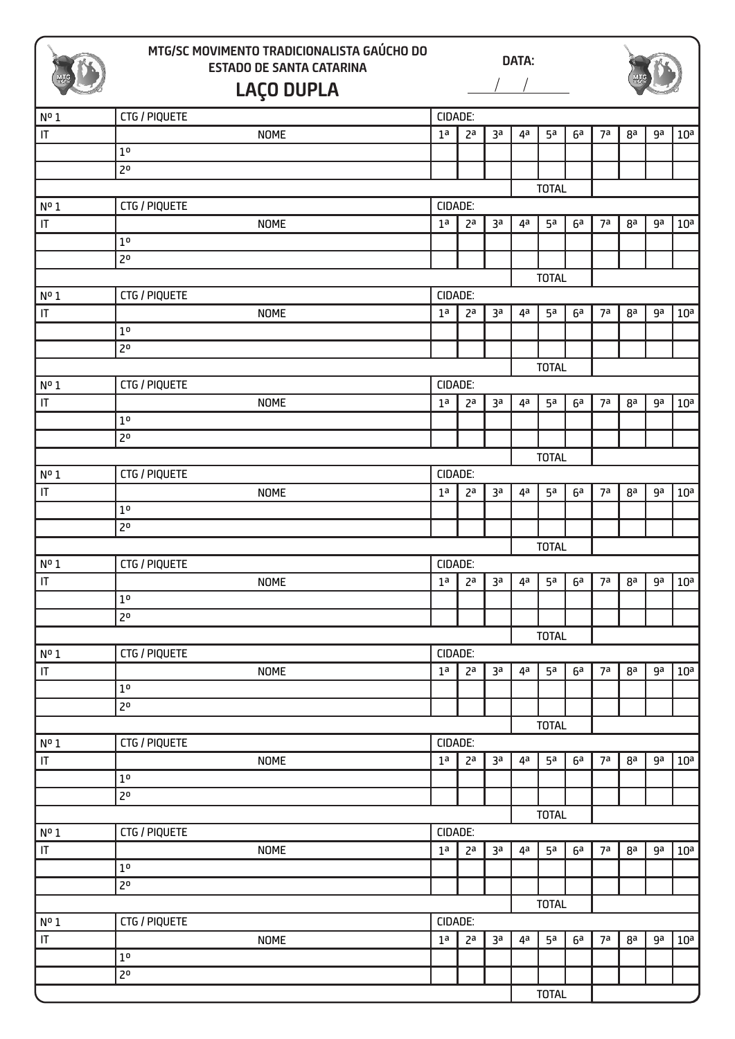## MTG/SC MOVIMENTO TRADICIONALISTA GAÚCHO DO ESTADO DE SANTA CATARINA

# LAÇO DUPLA

DATA: ___/___/______

| Nº 1 | CTG / PIQUETE | CIDADE: | | | | | | | | | |
|---|---|---|---|---|---|---|---|---|---|---|---|
| IT | NOME | 1ª | 2ª | 3ª | 4ª | 5ª | 6ª | 7ª | 8ª | 9ª | 10ª |
| | 1º | | | | | | | | | | |
| | 2º | | | | | | | | | | |
| | | | | | | TOTAL | | | | | |
| Nº 1 | CTG / PIQUETE | CIDADE: | | | | | | | | | |
| IT | NOME | 1ª | 2ª | 3ª | 4ª | 5ª | 6ª | 7ª | 8ª | 9ª | 10ª |
| | 1º | | | | | | | | | | |
| | 2º | | | | | | | | | | |
| | | | | | | TOTAL | | | | | |
| Nº 1 | CTG / PIQUETE | CIDADE: | | | | | | | | | |
| IT | NOME | 1ª | 2ª | 3ª | 4ª | 5ª | 6ª | 7ª | 8ª | 9ª | 10ª |
| | 1º | | | | | | | | | | |
| | 2º | | | | | | | | | | |
| | | | | | | TOTAL | | | | | |
| Nº 1 | CTG / PIQUETE | CIDADE: | | | | | | | | | |
| IT | NOME | 1ª | 2ª | 3ª | 4ª | 5ª | 6ª | 7ª | 8ª | 9ª | 10ª |
| | 1º | | | | | | | | | | |
| | 2º | | | | | | | | | | |
| | | | | | | TOTAL | | | | | |
| Nº 1 | CTG / PIQUETE | CIDADE: | | | | | | | | | |
| IT | NOME | 1ª | 2ª | 3ª | 4ª | 5ª | 6ª | 7ª | 8ª | 9ª | 10ª |
| | 1º | | | | | | | | | | |
| | 2º | | | | | | | | | | |
| | | | | | | TOTAL | | | | | |
| Nº 1 | CTG / PIQUETE | CIDADE: | | | | | | | | | |
| IT | NOME | 1ª | 2ª | 3ª | 4ª | 5ª | 6ª | 7ª | 8ª | 9ª | 10ª |
| | 1º | | | | | | | | | | |
| | 2º | | | | | | | | | | |
| | | | | | | TOTAL | | | | | |
| Nº 1 | CTG / PIQUETE | CIDADE: | | | | | | | | | |
| IT | NOME | 1ª | 2ª | 3ª | 4ª | 5ª | 6ª | 7ª | 8ª | 9ª | 10ª |
| | 1º | | | | | | | | | | |
| | 2º | | | | | | | | | | |
| | | | | | | TOTAL | | | | | |
| Nº 1 | CTG / PIQUETE | CIDADE: | | | | | | | | | |
| IT | NOME | 1ª | 2ª | 3ª | 4ª | 5ª | 6ª | 7ª | 8ª | 9ª | 10ª |
| | 1º | | | | | | | | | | |
| | 2º | | | | | | | | | | |
| | | | | | | TOTAL | | | | | |
| Nº 1 | CTG / PIQUETE | CIDADE: | | | | | | | | | |
| IT | NOME | 1ª | 2ª | 3ª | 4ª | 5ª | 6ª | 7ª | 8ª | 9ª | 10ª |
| | 1º | | | | | | | | | | |
| | 2º | | | | | | | | | | |
| | | | | | | TOTAL | | | | | |
| Nº 1 | CTG / PIQUETE | CIDADE: | | | | | | | | | |
| IT | NOME | 1ª | 2ª | 3ª | 4ª | 5ª | 6ª | 7ª | 8ª | 9ª | 10ª |
| | 1º | | | | | | | | | | |
| | 2º | | | | | | | | | | |
| | | | | | | TOTAL | | | | | |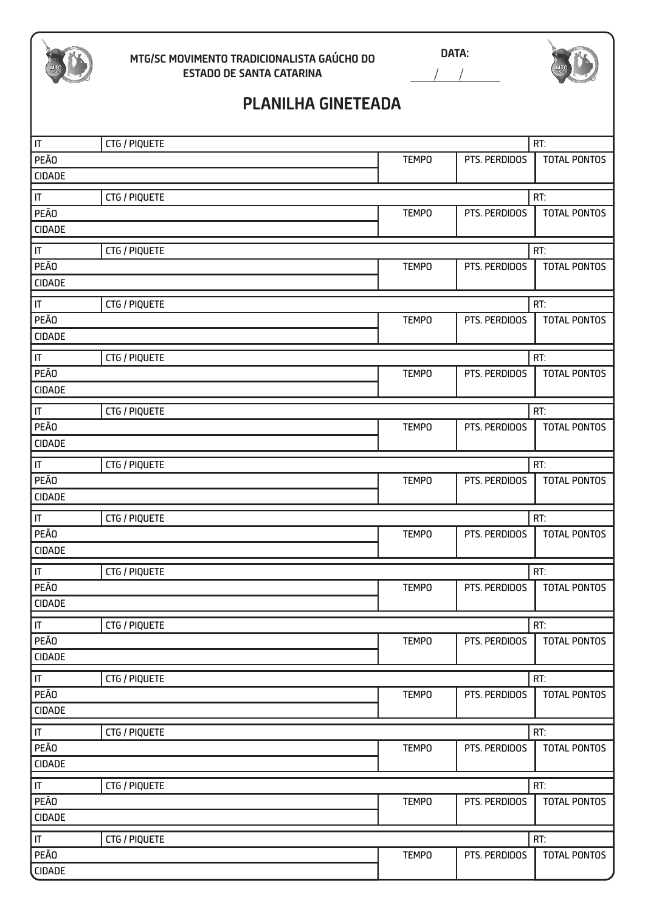MTG/SC MOVIMENTO TRADICIONALISTA GAÚCHO DO ESTADO DE SANTA CATARINA

DATA: \_\_\_/\_\_\_/\_\_\_

# PLANILHA GINETEADA

| IT | CTG / PIQUETE | | | RT: |
|---|---|---|---|---|
| PEÃO | | TEMPO | PTS. PERDIDOS | TOTAL PONTOS |
| CIDADE | | | | |

| IT | CTG / PIQUETE | | | RT: |
|---|---|---|---|---|
| PEÃO | | TEMPO | PTS. PERDIDOS | TOTAL PONTOS |
| CIDADE | | | | |

| IT | CTG / PIQUETE | | | RT: |
|---|---|---|---|---|
| PEÃO | | TEMPO | PTS. PERDIDOS | TOTAL PONTOS |
| CIDADE | | | | |

| IT | CTG / PIQUETE | | | RT: |
|---|---|---|---|---|
| PEÃO | | TEMPO | PTS. PERDIDOS | TOTAL PONTOS |
| CIDADE | | | | |

| IT | CTG / PIQUETE | | | RT: |
|---|---|---|---|---|
| PEÃO | | TEMPO | PTS. PERDIDOS | TOTAL PONTOS |
| CIDADE | | | | |

| IT | CTG / PIQUETE | | | RT: |
|---|---|---|---|---|
| PEÃO | | TEMPO | PTS. PERDIDOS | TOTAL PONTOS |
| CIDADE | | | | |

| IT | CTG / PIQUETE | | | RT: |
|---|---|---|---|---|
| PEÃO | | TEMPO | PTS. PERDIDOS | TOTAL PONTOS |
| CIDADE | | | | |

| IT | CTG / PIQUETE | | | RT: |
|---|---|---|---|---|
| PEÃO | | TEMPO | PTS. PERDIDOS | TOTAL PONTOS |
| CIDADE | | | | |

| IT | CTG / PIQUETE | | | RT: |
|---|---|---|---|---|
| PEÃO | | TEMPO | PTS. PERDIDOS | TOTAL PONTOS |
| CIDADE | | | | |

| IT | CTG / PIQUETE | | | RT: |
|---|---|---|---|---|
| PEÃO | | TEMPO | PTS. PERDIDOS | TOTAL PONTOS |
| CIDADE | | | | |

| IT | CTG / PIQUETE | | | RT: |
|---|---|---|---|---|
| PEÃO | | TEMPO | PTS. PERDIDOS | TOTAL PONTOS |
| CIDADE | | | | |

| IT | CTG / PIQUETE | | | RT: |
|---|---|---|---|---|
| PEÃO | | TEMPO | PTS. PERDIDOS | TOTAL PONTOS |
| CIDADE | | | | |

| IT | CTG / PIQUETE | | | RT: |
|---|---|---|---|---|
| PEÃO | | TEMPO | PTS. PERDIDOS | TOTAL PONTOS |
| CIDADE | | | | |

| IT | CTG / PIQUETE | | | RT: |
|---|---|---|---|---|
| PEÃO | | TEMPO | PTS. PERDIDOS | TOTAL PONTOS |
| CIDADE | | | | |